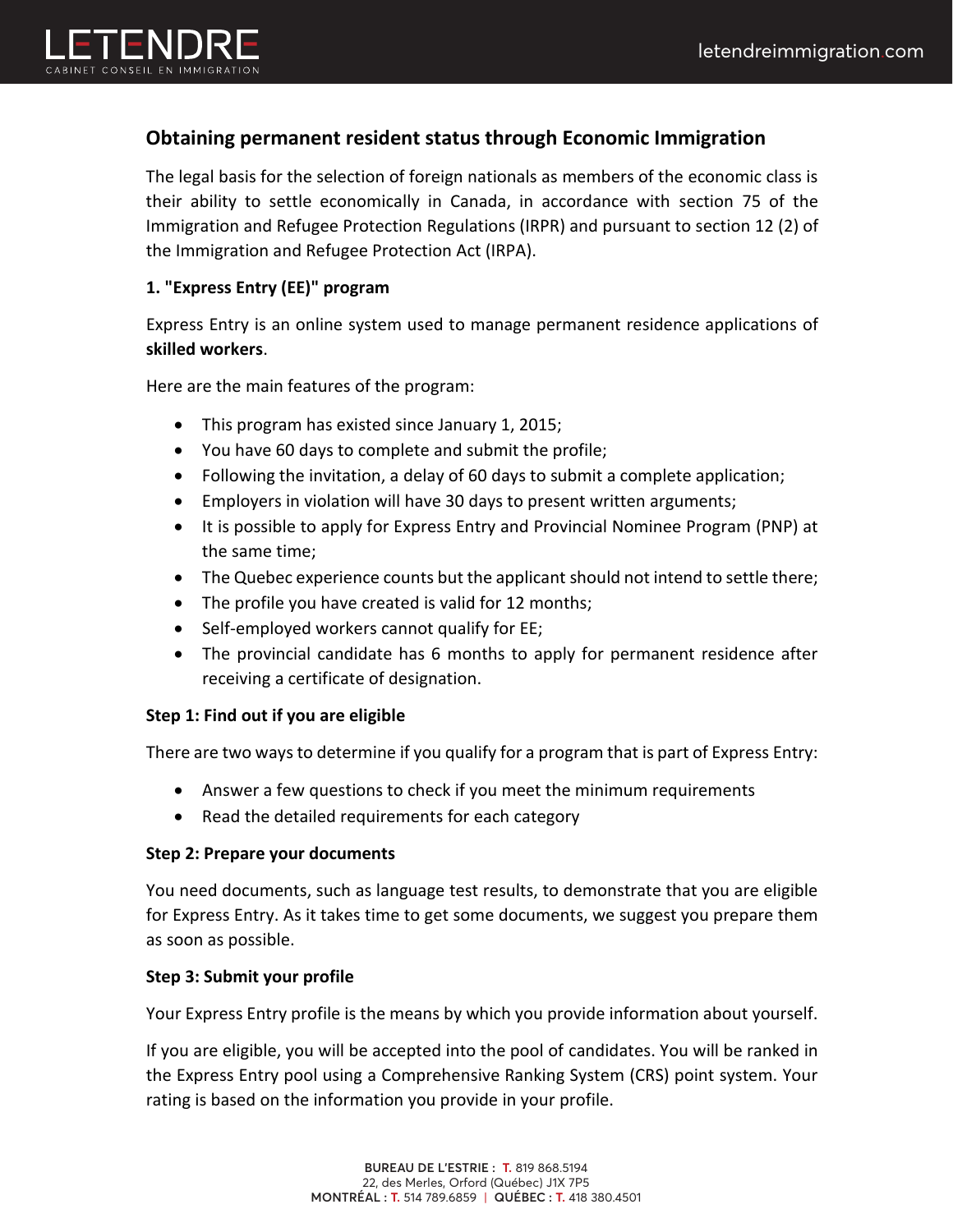## Obtaining permanent resident status through Economic Immigration

The legal basis for the selection of foreign nationals as members of the economic class is their ability to settle economically in Canada, in accordance with section 75 of the Immigration and Refugee Protection Regulations (IRPR) and pursuant to section 12 (2) of the Immigration and Refugee Protection Act (IRPA).

### 1. "Express Entry (EE)" program

Express Entry is an online system used to manage permanent residence applications of **skilled workers**.

Here are the main features of the program:

- This program has existed since January 1, 2015;
- You have 60 days to complete and submit the profile;
- Following the invitation, a delay of 60 days to submit a complete application;
- Employers in violation will have 30 days to present written arguments;
- It is possible to apply for Express Entry and Provincial Nominee Program (PNP) at the same time;
- The Quebec experience counts but the applicant should not intend to settle there;
- The profile you have created is valid for 12 months;
- Self-employed workers cannot qualify for EE;
- The provincial candidate has 6 months to apply for permanent residence after receiving a certificate of designation.

#### Step 1: Find out if you are eligible

There are two ways to determine if you qualify for a program that is part of Express Entry:

- Answer a few questions to check if you meet the minimum requirements
- Read the detailed requirements for each category

#### Step 2: Prepare your documents

You need documents, such as language test results, to demonstrate that you are eligible for Express Entry. As it takes time to get some documents, we suggest you prepare them as soon as possible.

#### Step 3: Submit your profile

Your Express Entry profile is the means by which you provide information about yourself.

If you are eligible, you will be accepted into the pool of candidates. You will be ranked in the Express Entry pool using a Comprehensive Ranking System (CRS) point system. Your rating is based on the information you provide in your profile.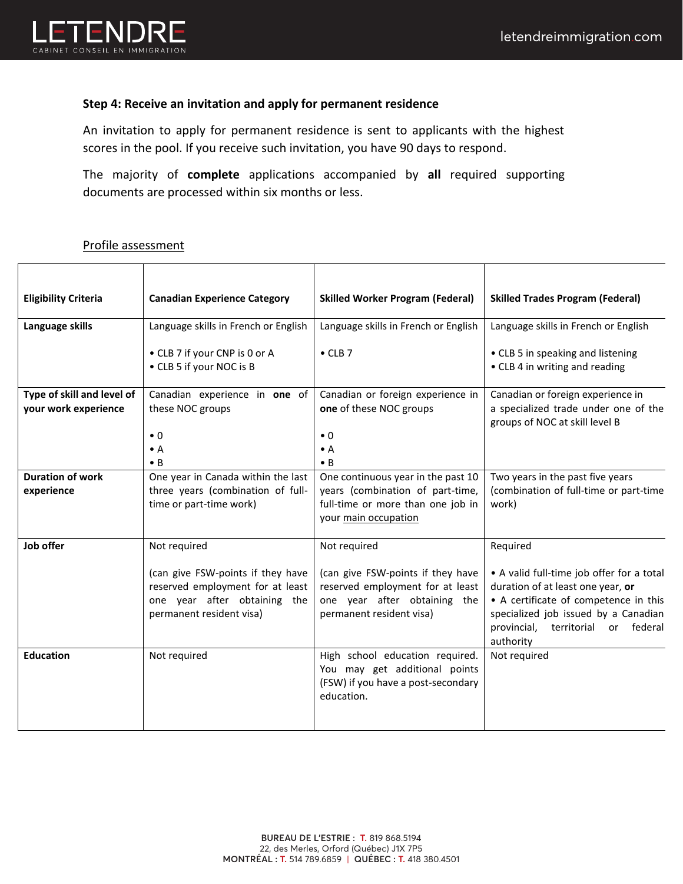### Step 4: Receive an invitation and apply for permanent residence

An invitation to apply for permanent residence is sent to applicants with the highest scores in the pool. If you receive such invitation, you have 90 days to respond.

The majority of **complete** applications accompanied by **all** required supporting documents are processed within six months or less.

Profile assessment

| **Eligibility Criteria** | **Canadian Experience Category** | **Skilled Worker Program (Federal)** | **Skilled Trades Program (Federal)** |
|---|---|---|---|
| **Language skills** | Language skills in French or English<br><br>• CLB 7 if your CNP is 0 or A<br>• CLB 5 if your NOC is B | Language skills in French or English<br><br>• CLB 7 | Language skills in French or English<br><br>• CLB 5 in speaking and listening<br>• CLB 4 in writing and reading |
| **Type of skill and level of your work experience** | Canadian experience in **one** of these NOC groups<br><br>• 0<br>• A<br>• B | Canadian or foreign experience in **one** of these NOC groups<br><br>• 0<br>• A<br>• B | Canadian or foreign experience in a specialized trade under one of the groups of NOC at skill level B |
| **Duration of work experience** | One year in Canada within the last three years (combination of full-time or part-time work) | One continuous year in the past 10 years (combination of part-time, full-time or more than one job in your main occupation | Two years in the past five years (combination of full-time or part-time work) |
| **Job offer** | Not required<br><br>(can give FSW-points if they have reserved employment for at least one year after obtaining the permanent resident visa) | Not required<br><br>(can give FSW-points if they have reserved employment for at least one year after obtaining the permanent resident visa) | Required<br><br>• A valid full-time job offer for a total duration of at least one year, **or**<br>• A certificate of competence in this specialized job issued by a Canadian provincial, territorial or federal authority |
| **Education** | Not required | High school education required. You may get additional points (FSW) if you have a post-secondary education. | Not required |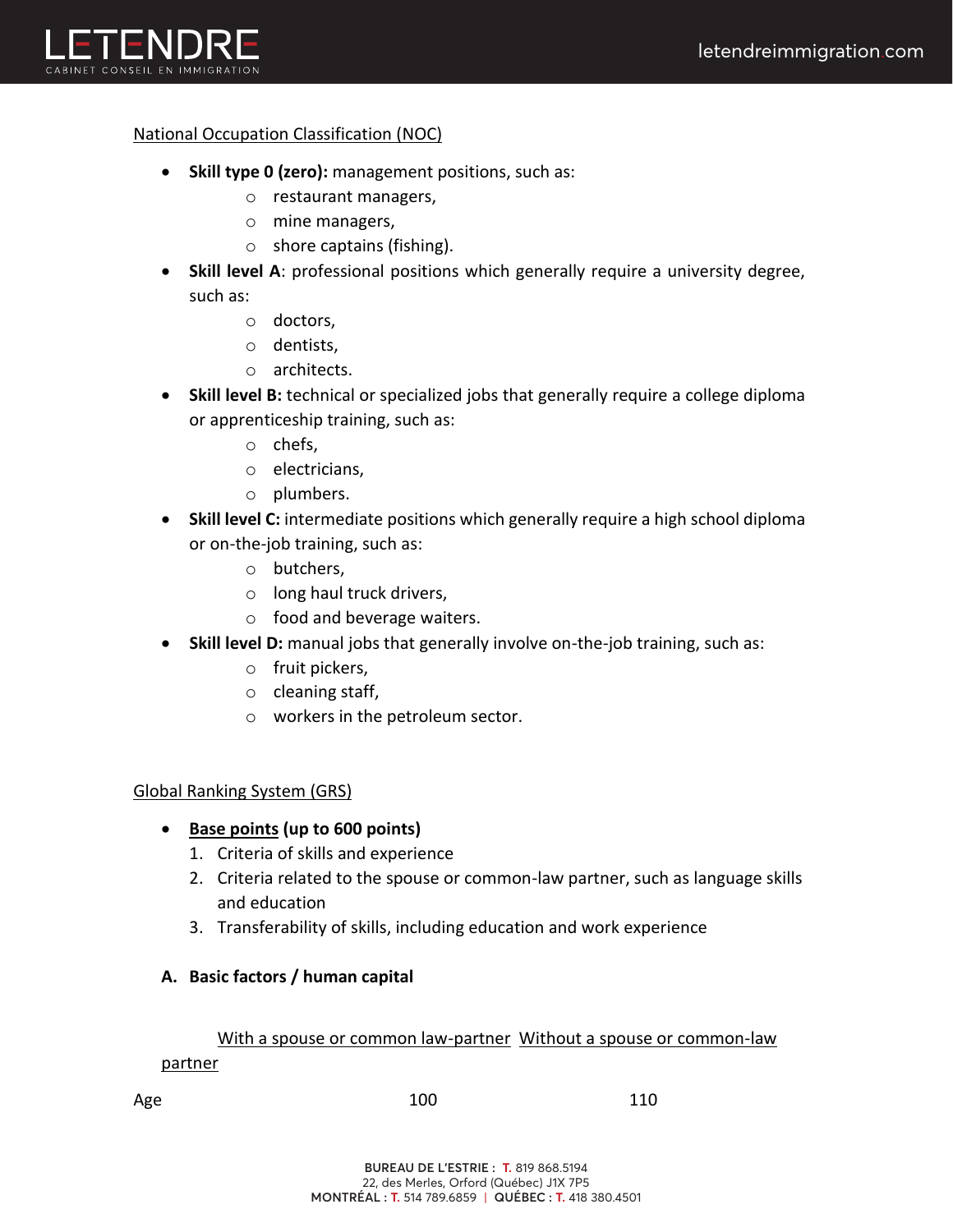National Occupation Classification (NOC)

- **Skill type 0 (zero):** management positions, such as:
  - restaurant managers,
  - mine managers,
  - shore captains (fishing).
- **Skill level A**: professional positions which generally require a university degree, such as:
  - doctors,
  - dentists,
  - architects.
- **Skill level B:** technical or specialized jobs that generally require a college diploma or apprenticeship training, such as:
  - chefs,
  - electricians,
  - plumbers.
- **Skill level C:** intermediate positions which generally require a high school diploma or on-the-job training, such as:
  - butchers,
  - long haul truck drivers,
  - food and beverage waiters.
- **Skill level D:** manual jobs that generally involve on-the-job training, such as:
  - fruit pickers,
  - cleaning staff,
  - workers in the petroleum sector.

Global Ranking System (GRS)

- **Base points (up to 600 points)**
  1. Criteria of skills and experience
  2. Criteria related to the spouse or common-law partner, such as language skills and education
  3. Transferability of skills, including education and work experience

**A. Basic factors / human capital**

| | With a spouse or common law-partner | Without a spouse or common-law partner |
|---|---|---|
| Age | 100 | 110 |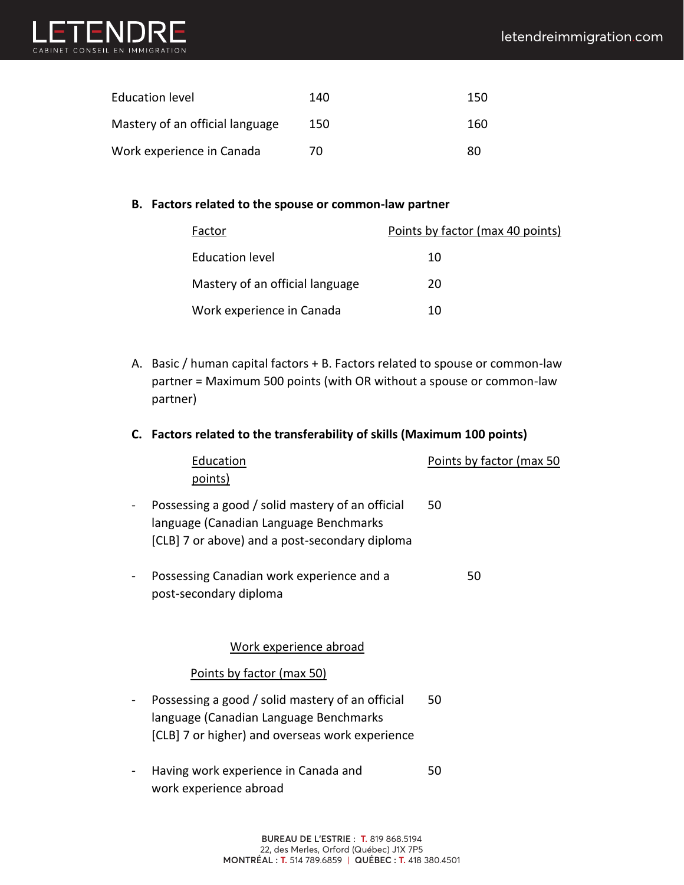| | | |
|---|---|---|
| Education level | 140 | 150 |
| Mastery of an official language | 150 | 160 |
| Work experience in Canada | 70 | 80 |

**B. Factors related to the spouse or common-law partner**

| Factor | Points by factor (max 40 points) |
|---|---|
| Education level | 10 |
| Mastery of an official language | 20 |
| Work experience in Canada | 10 |

A. Basic / human capital factors + B. Factors related to spouse or common-law partner = Maximum 500 points (with OR without a spouse or common-law partner)

**C. Factors related to the transferability of skills (Maximum 100 points)**

| Education | Points by factor (max 50 points) |
|---|---|
| - Possessing a good / solid mastery of an official language (Canadian Language Benchmarks [CLB] 7 or above) and a post-secondary diploma | 50 |
| - Possessing Canadian work experience and a post-secondary diploma | 50 |

| Work experience abroad | Points by factor (max 50) |
|---|---|
| - Possessing a good / solid mastery of an official language (Canadian Language Benchmarks [CLB] 7 or higher) and overseas work experience | 50 |
| - Having work experience in Canada and work experience abroad | 50 |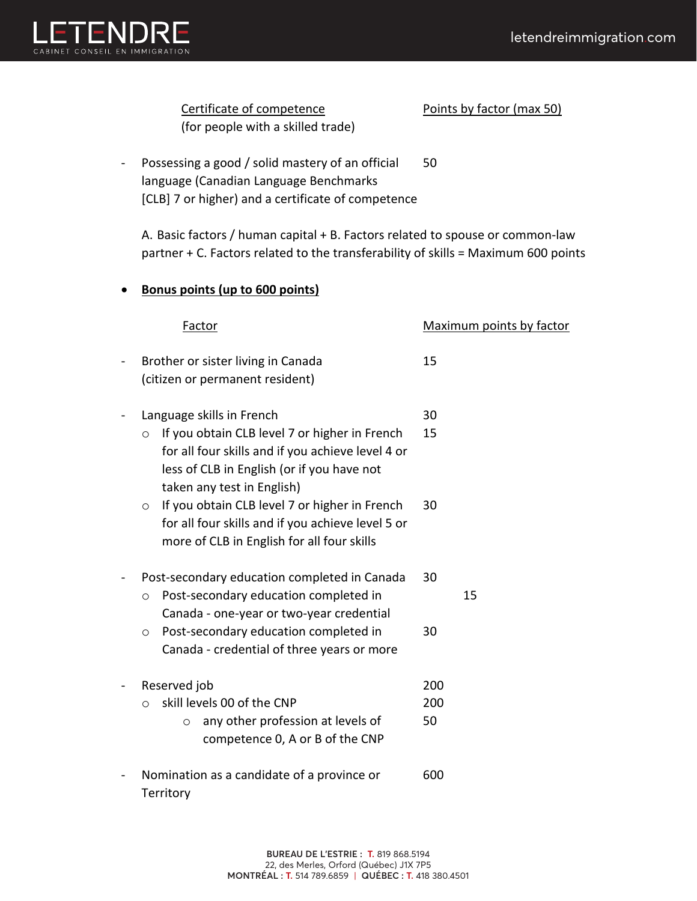| Certificate of competence (for people with a skilled trade) | Points by factor (max 50) |
| --- | --- |
| - Possessing a good / solid mastery of an official language (Canadian Language Benchmarks [CLB] 7 or higher) and a certificate of competence | 50 |

A. Basic factors / human capital + B. Factors related to spouse or common-law partner + C. Factors related to the transferability of skills = Maximum 600 points

- **Bonus points (up to 600 points)**

| Factor | Maximum points by factor |
| --- | --- |
| - Brother or sister living in Canada (citizen or permanent resident) | 15 |
| - Language skills in French | 30 |
| ○ If you obtain CLB level 7 or higher in French for all four skills and if you achieve level 4 or less of CLB in English (or if you have not taken any test in English) | 15 |
| ○ If you obtain CLB level 7 or higher in French for all four skills and if you achieve level 5 or more of CLB in English for all four skills | 30 |
| - Post-secondary education completed in Canada | 30 |
| ○ Post-secondary education completed in Canada - one-year or two-year credential | 15 |
| ○ Post-secondary education completed in Canada - credential of three years or more | 30 |
| - Reserved job | 200 |
| ○ skill levels 00 of the CNP | 200 |
| ○ any other profession at levels of competence 0, A or B of the CNP | 50 |
| - Nomination as a candidate of a province or Territory | 600 |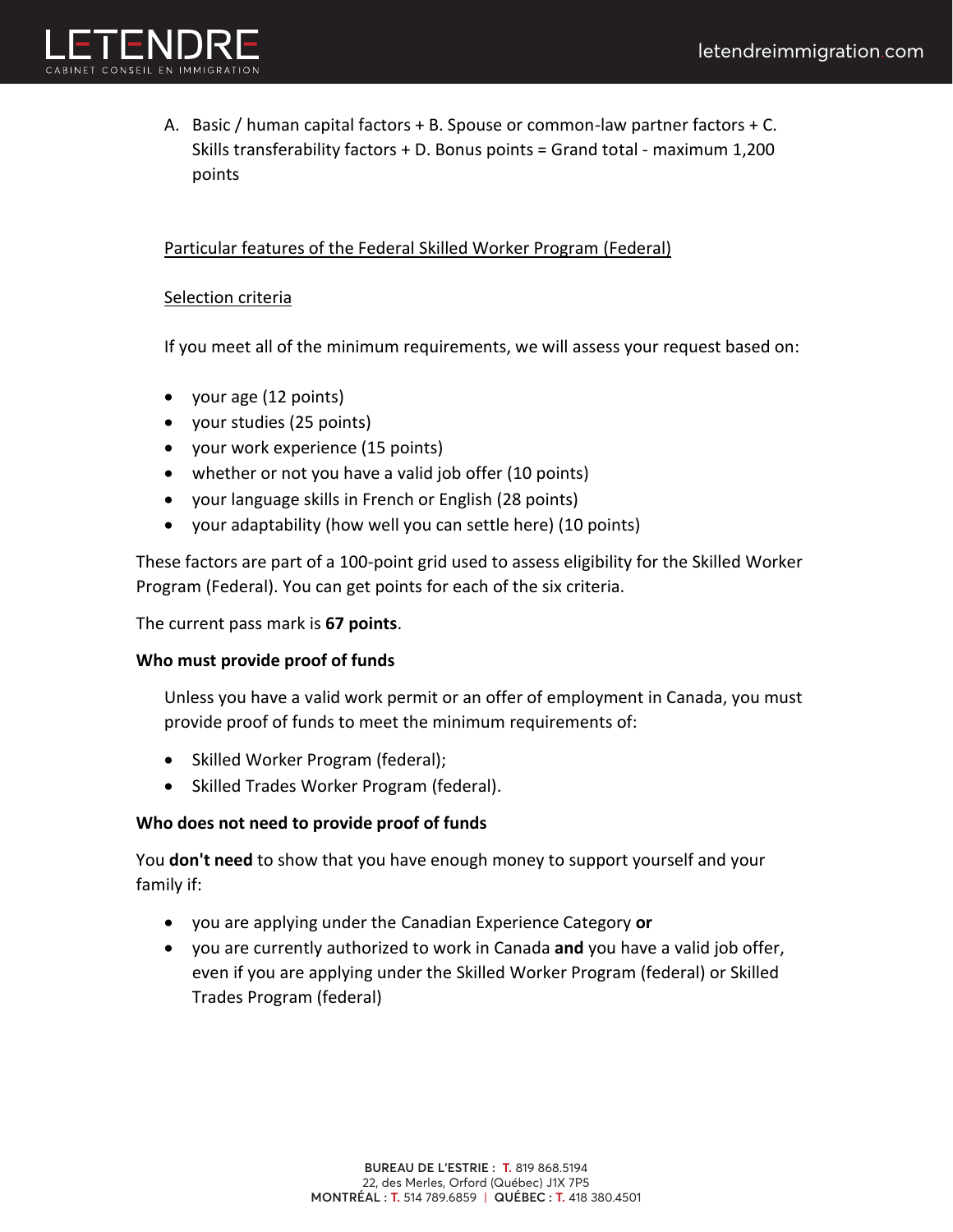A. Basic / human capital factors + B. Spouse or common-law partner factors + C. Skills transferability factors + D. Bonus points = Grand total - maximum 1,200 points

Particular features of the Federal Skilled Worker Program (Federal)

Selection criteria

If you meet all of the minimum requirements, we will assess your request based on:

- your age (12 points)
- your studies (25 points)
- your work experience (15 points)
- whether or not you have a valid job offer (10 points)
- your language skills in French or English (28 points)
- your adaptability (how well you can settle here) (10 points)

These factors are part of a 100-point grid used to assess eligibility for the Skilled Worker Program (Federal). You can get points for each of the six criteria.

The current pass mark is **67 points**.

**Who must provide proof of funds**

Unless you have a valid work permit or an offer of employment in Canada, you must provide proof of funds to meet the minimum requirements of:

- Skilled Worker Program (federal);
- Skilled Trades Worker Program (federal).

**Who does not need to provide proof of funds**

You **don't need** to show that you have enough money to support yourself and your family if:

- you are applying under the Canadian Experience Category **or**
- you are currently authorized to work in Canada **and** you have a valid job offer, even if you are applying under the Skilled Worker Program (federal) or Skilled Trades Program (federal)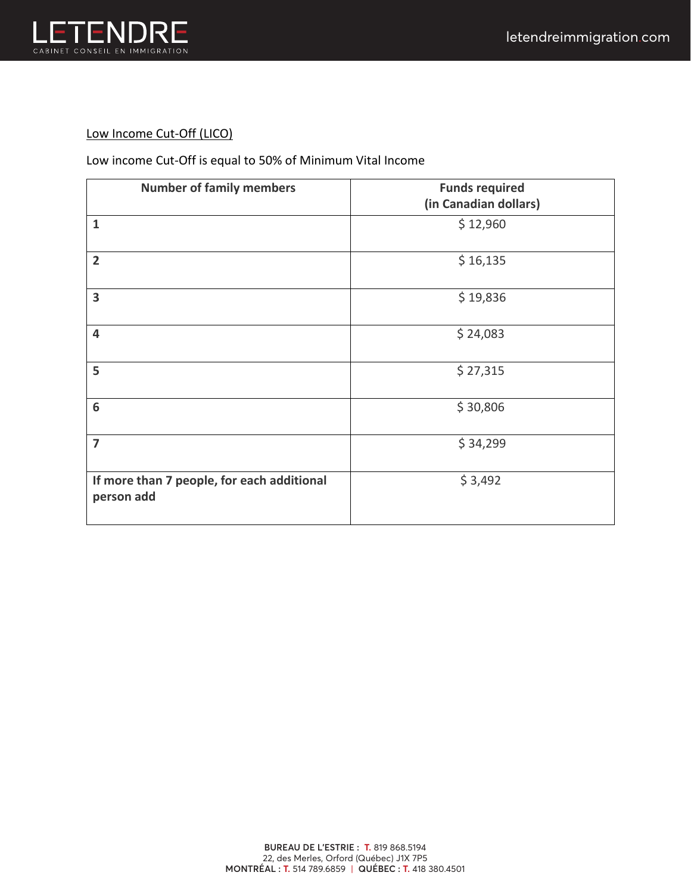Low Income Cut-Off (LICO)

Low income Cut-Off is equal to 50% of Minimum Vital Income

| Number of family members | Funds required (in Canadian dollars) |
| --- | --- |
| **1** | $ 12,960 |
| **2** | $ 16,135 |
| **3** | $ 19,836 |
| **4** | $ 24,083 |
| **5** | $ 27,315 |
| **6** | $ 30,806 |
| **7** | $ 34,299 |
| **If more than 7 people, for each additional person add** | $ 3,492 |